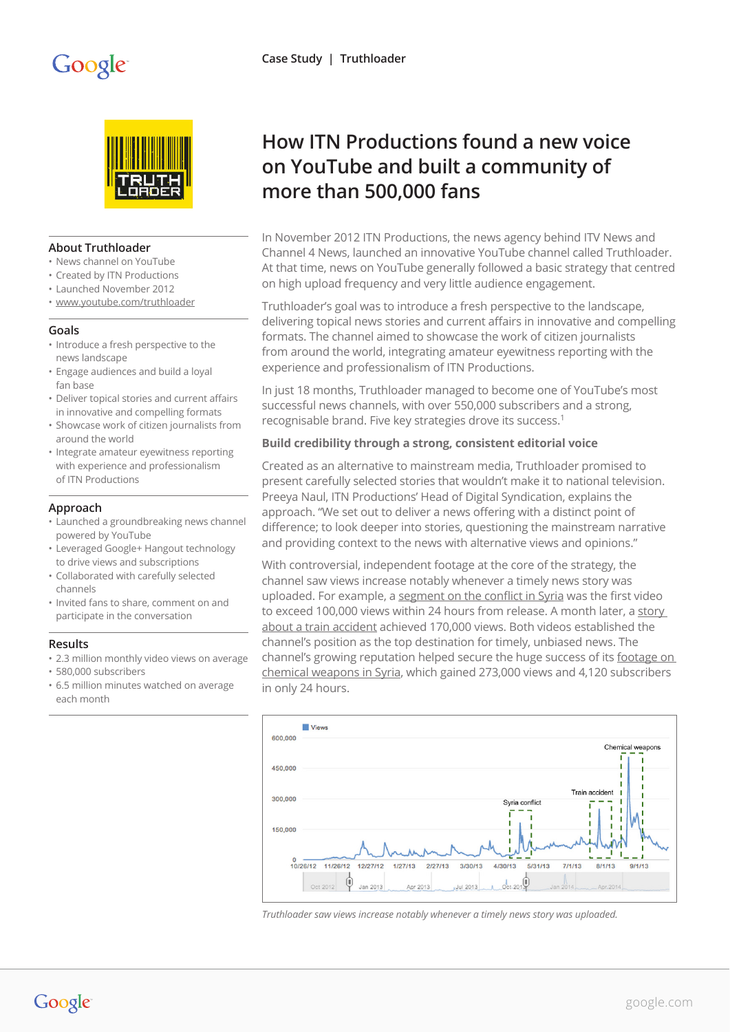Case Study | Truthloader

# How ITN Productions found a new voice on YouTube and built a community of more than 500,000 fans

## About Truthloader

- News channel on YouTube
- Created by ITN Productions
- Launched November 2012
- www.youtube.com/truthloader

## Goals

- Introduce a fresh perspective to the news landscape
- Engage audiences and build a loyal fan base
- Deliver topical stories and current affairs in innovative and compelling formats
- Showcase work of citizen journalists from around the world
- Integrate amateur eyewitness reporting with experience and professionalism of ITN Productions

## Approach

- Launched a groundbreaking news channel powered by YouTube
- Leveraged Google+ Hangout technology to drive views and subscriptions
- Collaborated with carefully selected channels
- Invited fans to share, comment on and participate in the conversation

## Results

- 2.3 million monthly video views on average
- 580,000 subscribers
- 6.5 million minutes watched on average each month

In November 2012 ITN Productions, the news agency behind ITV News and Channel 4 News, launched an innovative YouTube channel called Truthloader. At that time, news on YouTube generally followed a basic strategy that centred on high upload frequency and very little audience engagement.

Truthloader's goal was to introduce a fresh perspective to the landscape, delivering topical news stories and current affairs in innovative and compelling formats. The channel aimed to showcase the work of citizen journalists from around the world, integrating amateur eyewitness reporting with the experience and professionalism of ITN Productions.

In just 18 months, Truthloader managed to become one of YouTube's most successful news channels, with over 550,000 subscribers and a strong, recognisable brand. Five key strategies drove its success.[1]

**Build credibility through a strong, consistent editorial voice**

Created as an alternative to mainstream media, Truthloader promised to present carefully selected stories that wouldn't make it to national television. Preeya Naul, ITN Productions' Head of Digital Syndication, explains the approach. "We set out to deliver a news offering with a distinct point of difference; to look deeper into stories, questioning the mainstream narrative and providing context to the news with alternative views and opinions."

With controversial, independent footage at the core of the strategy, the channel saw views increase notably whenever a timely news story was uploaded. For example, a segment on the conflict in Syria was the first video to exceed 100,000 views within 24 hours from release. A month later, a story about a train accident achieved 170,000 views. Both videos established the channel's position as the top destination for timely, unbiased news. The channel's growing reputation helped secure the huge success of its footage on chemical weapons in Syria, which gained 273,000 views and 4,120 subscribers in only 24 hours.

*Truthloader saw views increase notably whenever a timely news story was uploaded.*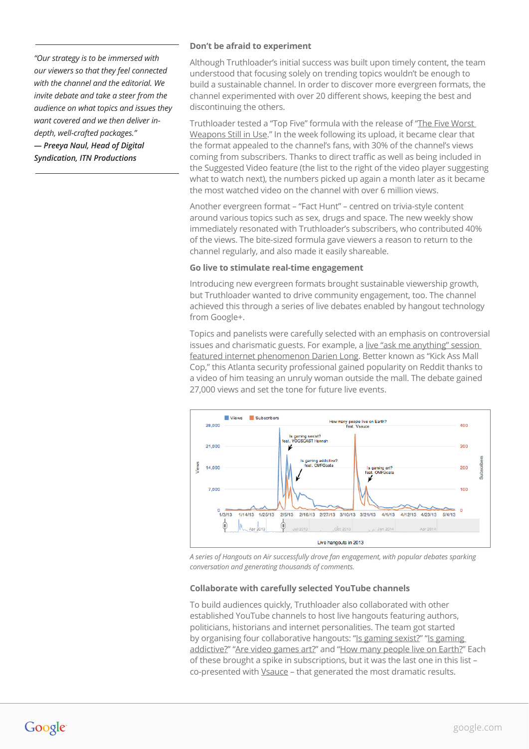> *"Our strategy is to be immersed with our viewers so that they feel connected with the channel and the editorial. We invite debate and take a steer from the audience on what topics and issues they want covered and we then deliver in-depth, well-crafted packages."*
> ***— Preeya Naul, Head of Digital Syndication, ITN Productions***

### Don't be afraid to experiment

Although Truthloader's initial success was built upon timely content, the team understood that focusing solely on trending topics wouldn't be enough to build a sustainable channel. In order to discover more evergreen formats, the channel experimented with over 20 different shows, keeping the best and discontinuing the others.

Truthloader tested a "Top Five" formula with the release of "The Five Worst Weapons Still in Use." In the week following its upload, it became clear that the format appealed to the channel's fans, with 30% of the channel's views coming from subscribers. Thanks to direct traffic as well as being included in the Suggested Video feature (the list to the right of the video player suggesting what to watch next), the numbers picked up again a month later as it became the most watched video on the channel with over 6 million views.

Another evergreen format – "Fact Hunt" – centred on trivia-style content around various topics such as sex, drugs and space. The new weekly show immediately resonated with Truthloader's subscribers, who contributed 40% of the views. The bite-sized formula gave viewers a reason to return to the channel regularly, and also made it easily shareable.

### Go live to stimulate real-time engagement

Introducing new evergreen formats brought sustainable viewership growth, but Truthloader wanted to drive community engagement, too. The channel achieved this through a series of live debates enabled by hangout technology from Google+.

Topics and panelists were carefully selected with an emphasis on controversial issues and charismatic guests. For example, a live "ask me anything" session featured internet phenomenon Darien Long. Better known as "Kick Ass Mall Cop," this Atlanta security professional gained popularity on Reddit thanks to a video of him teasing an unruly woman outside the mall. The debate gained 27,000 views and set the tone for future live events.

*A series of Hangouts on Air successfully drove fan engagement, with popular debates sparking conversation and generating thousands of comments.*

### Collaborate with carefully selected YouTube channels

To build audiences quickly, Truthloader also collaborated with other established YouTube channels to host live hangouts featuring authors, politicians, historians and internet personalities. The team got started by organising four collaborative hangouts: "Is gaming sexist?" "Is gaming addictive?" "Are video games art?" and "How many people live on Earth?" Each of these brought a spike in subscriptions, but it was the last one in this list – co-presented with Vsauce – that generated the most dramatic results.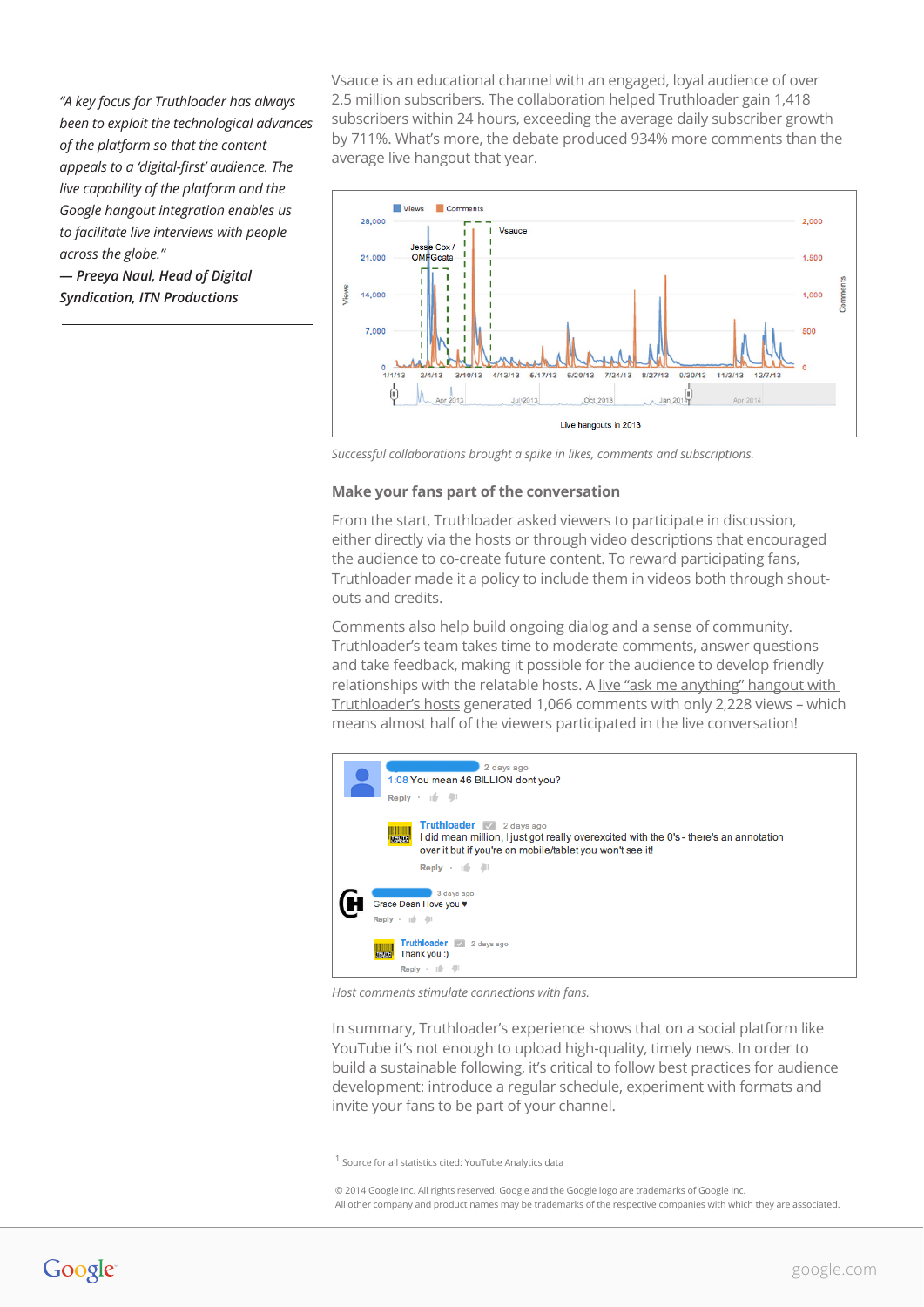> *"A key focus for Truthloader has always been to exploit the technological advances of the platform so that the content appeals to a 'digital-first' audience. The live capability of the platform and the Google hangout integration enables us to facilitate live interviews with people across the globe."*
> ***— Preeya Naul, Head of Digital Syndication, ITN Productions***

Vsauce is an educational channel with an engaged, loyal audience of over 2.5 million subscribers. The collaboration helped Truthloader gain 1,418 subscribers within 24 hours, exceeding the average daily subscriber growth by 711%. What's more, the debate produced 934% more comments than the average live hangout that year.

Views
Comments
28,000
21,000
14,000
7,000
0
2,000
1,500
1,000
500
0
Jesse Cox / OMFGcata
Vsauce
1/1/13
2/4/13
3/10/13
4/13/13
5/17/13
6/20/13
7/24/13
8/27/13
9/30/13
11/3/13
12/7/13
Apr 2013
Jul 2013
Oct 2013
Jan 2014
Apr 2014
Live hangouts in 2013

*Successful collaborations brought a spike in likes, comments and subscriptions.*

### Make your fans part of the conversation

From the start, Truthloader asked viewers to participate in discussion, either directly via the hosts or through video descriptions that encouraged the audience to co-create future content. To reward participating fans, Truthloader made it a policy to include them in videos both through shout-outs and credits.

Comments also help build ongoing dialog and a sense of community. Truthloader's team takes time to moderate comments, answer questions and take feedback, making it possible for the audience to develop friendly relationships with the relatable hosts. A live "ask me anything" hangout with Truthloader's hosts generated 1,066 comments with only 2,228 views – which means almost half of the viewers participated in the live conversation!

2 days ago
1:08 You mean 46 BILLION dont you?
Reply

Truthloader 2 days ago
I did mean million, I just got really overexcited with the 0's - there's an annotation over it but if you're on mobile/tablet you won't see it!
Reply

3 days ago
Grace Dean I love you ♥
Reply

Truthloader 2 days ago
Thank you :)
Reply

*Host comments stimulate connections with fans.*

In summary, Truthloader's experience shows that on a social platform like YouTube it's not enough to upload high-quality, timely news. In order to build a sustainable following, it's critical to follow best practices for audience development: introduce a regular schedule, experiment with formats and invite your fans to be part of your channel.

[1] Source for all statistics cited: YouTube Analytics data

© 2014 Google Inc. All rights reserved. Google and the Google logo are trademarks of Google Inc.
All other company and product names may be trademarks of the respective companies with which they are associated.